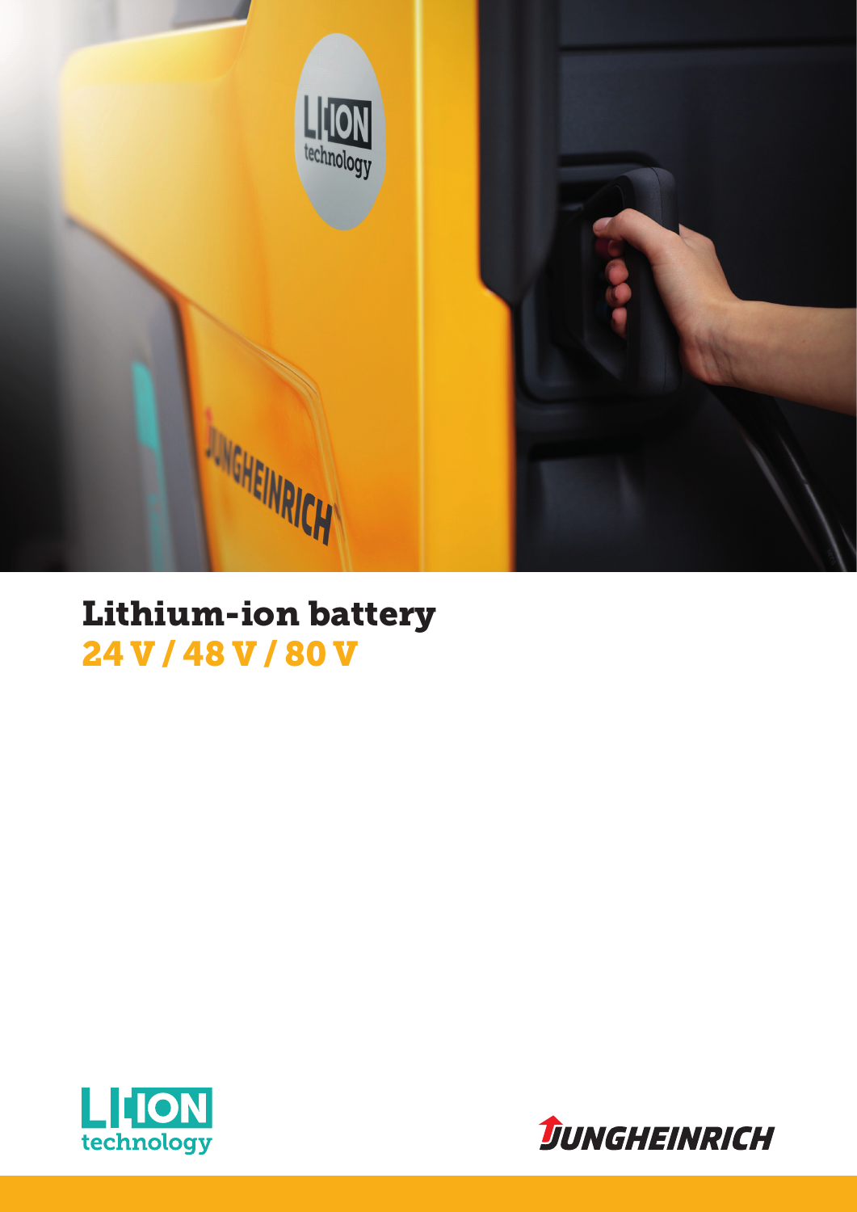# Lithium-ion battery

## 24 V / 48 V / 80 V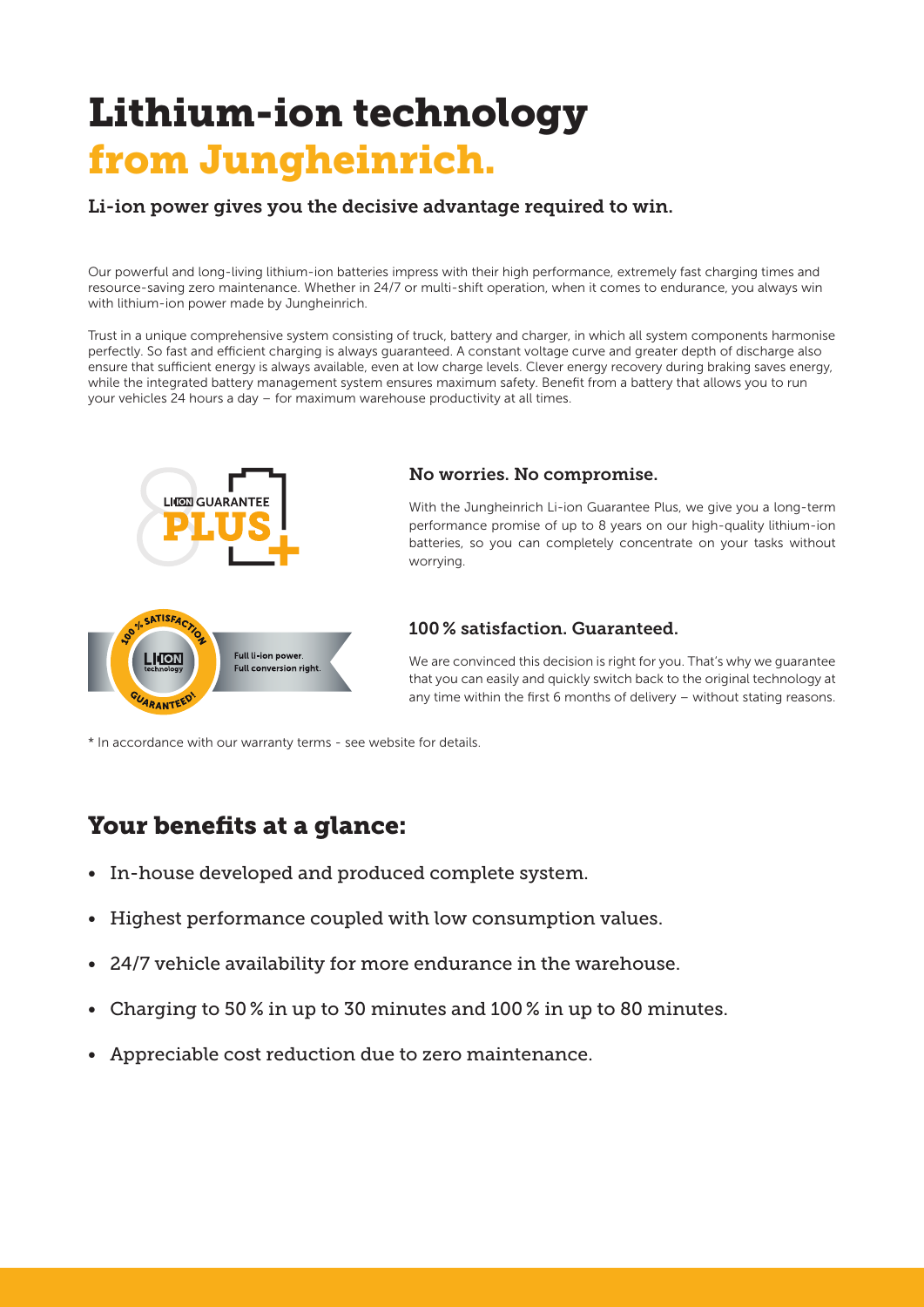# Lithium-ion technology from Jungheinrich.

### Li-ion power gives you the decisive advantage required to win.

Our powerful and long-living lithium-ion batteries impress with their high performance, extremely fast charging times and resource-saving zero maintenance. Whether in 24/7 or multi-shift operation, when it comes to endurance, you always win with lithium-ion power made by Jungheinrich.

Trust in a unique comprehensive system consisting of truck, battery and charger, in which all system components harmonise perfectly. So fast and efficient charging is always guaranteed. A constant voltage curve and greater depth of discharge also ensure that sufficient energy is always available, even at low charge levels. Clever energy recovery during braking saves energy, while the integrated battery management system ensures maximum safety. Benefit from a battery that allows you to run your vehicles 24 hours a day – for maximum warehouse productivity at all times.

LI-ION GUARANTEE PLUS

### No worries. No compromise.

With the Jungheinrich Li-ion Guarantee Plus, we give you a long-term performance promise of up to 8 years on our high-quality lithium-ion batteries, so you can completely concentrate on your tasks without worrying.

100 % SATISFACTION GUARANTEED! LI-ION technology – Full li-ion power. Full conversion right.

### 100 % satisfaction. Guaranteed.

We are convinced this decision is right for you. That's why we guarantee that you can easily and quickly switch back to the original technology at any time within the first 6 months of delivery – without stating reasons.

* In accordance with our warranty terms - see website for details.

## Your benefits at a glance:

- In-house developed and produced complete system.
- Highest performance coupled with low consumption values.
- 24/7 vehicle availability for more endurance in the warehouse.
- Charging to 50 % in up to 30 minutes and 100 % in up to 80 minutes.
- Appreciable cost reduction due to zero maintenance.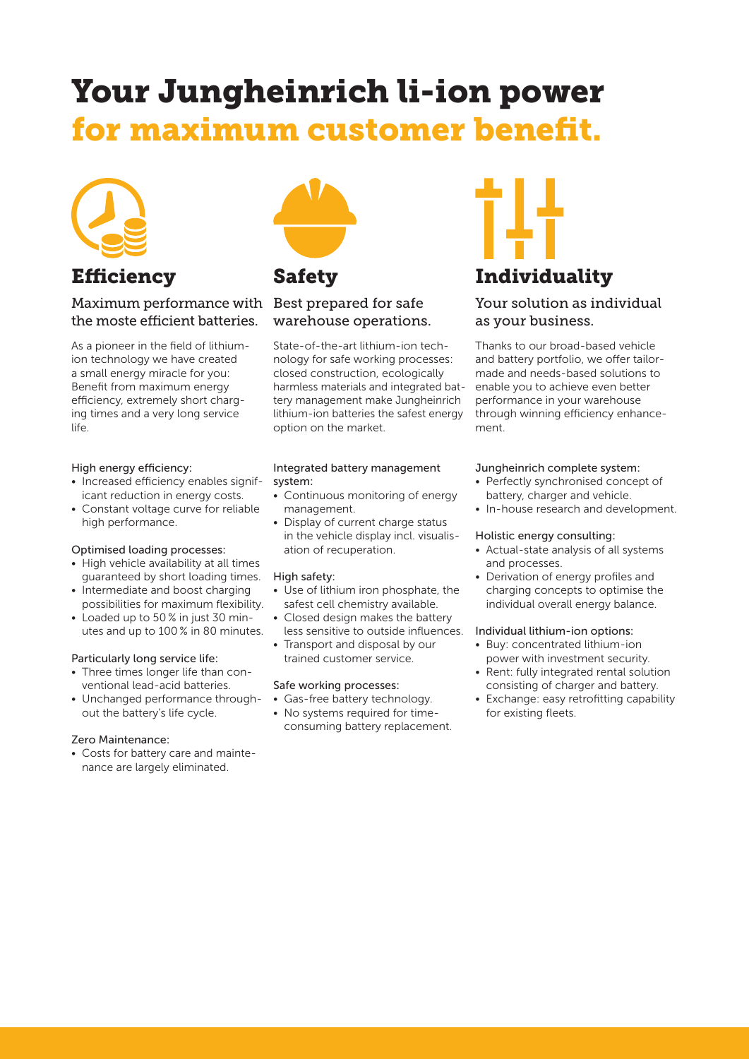# Your Jungheinrich li-ion power for maximum customer benefit.

## Efficiency

### Maximum performance with the moste efficient batteries.

As a pioneer in the field of lithium-ion technology we have created a small energy miracle for you: Benefit from maximum energy efficiency, extremely short charging times and a very long service life.

High energy efficiency:

- Increased efficiency enables significant reduction in energy costs.
- Constant voltage curve for reliable high performance.

Optimised loading processes:

- High vehicle availability at all times guaranteed by short loading times.
- Intermediate and boost charging possibilities for maximum flexibility.
- Loaded up to 50 % in just 30 minutes and up to 100 % in 80 minutes.

Particularly long service life:

- Three times longer life than conventional lead-acid batteries.
- Unchanged performance throughout the battery's life cycle.

Zero Maintenance:

- Costs for battery care and maintenance are largely eliminated.

## Safety

### Best prepared for safe warehouse operations.

State-of-the-art lithium-ion technology for safe working processes: closed construction, ecologically harmless materials and integrated battery management make Jungheinrich lithium-ion batteries the safest energy option on the market.

Integrated battery management system:

- Continuous monitoring of energy management.
- Display of current charge status in the vehicle display incl. visualisation of recuperation.

High safety:

- Use of lithium iron phosphate, the safest cell chemistry available.
- Closed design makes the battery less sensitive to outside influences.
- Transport and disposal by our trained customer service.

Safe working processes:

- Gas-free battery technology.
- No systems required for time-consuming battery replacement.

## Individuality

### Your solution as individual as your business.

Thanks to our broad-based vehicle and battery portfolio, we offer tailor-made and needs-based solutions to enable you to achieve even better performance in your warehouse through winning efficiency enhancement.

Jungheinrich complete system:

- Perfectly synchronised concept of battery, charger and vehicle.
- In-house research and development.

Holistic energy consulting:

- Actual-state analysis of all systems and processes.
- Derivation of energy profiles and charging concepts to optimise the individual overall energy balance.

Individual lithium-ion options:

- Buy: concentrated lithium-ion power with investment security.
- Rent: fully integrated rental solution consisting of charger and battery.
- Exchange: easy retrofitting capability for existing fleets.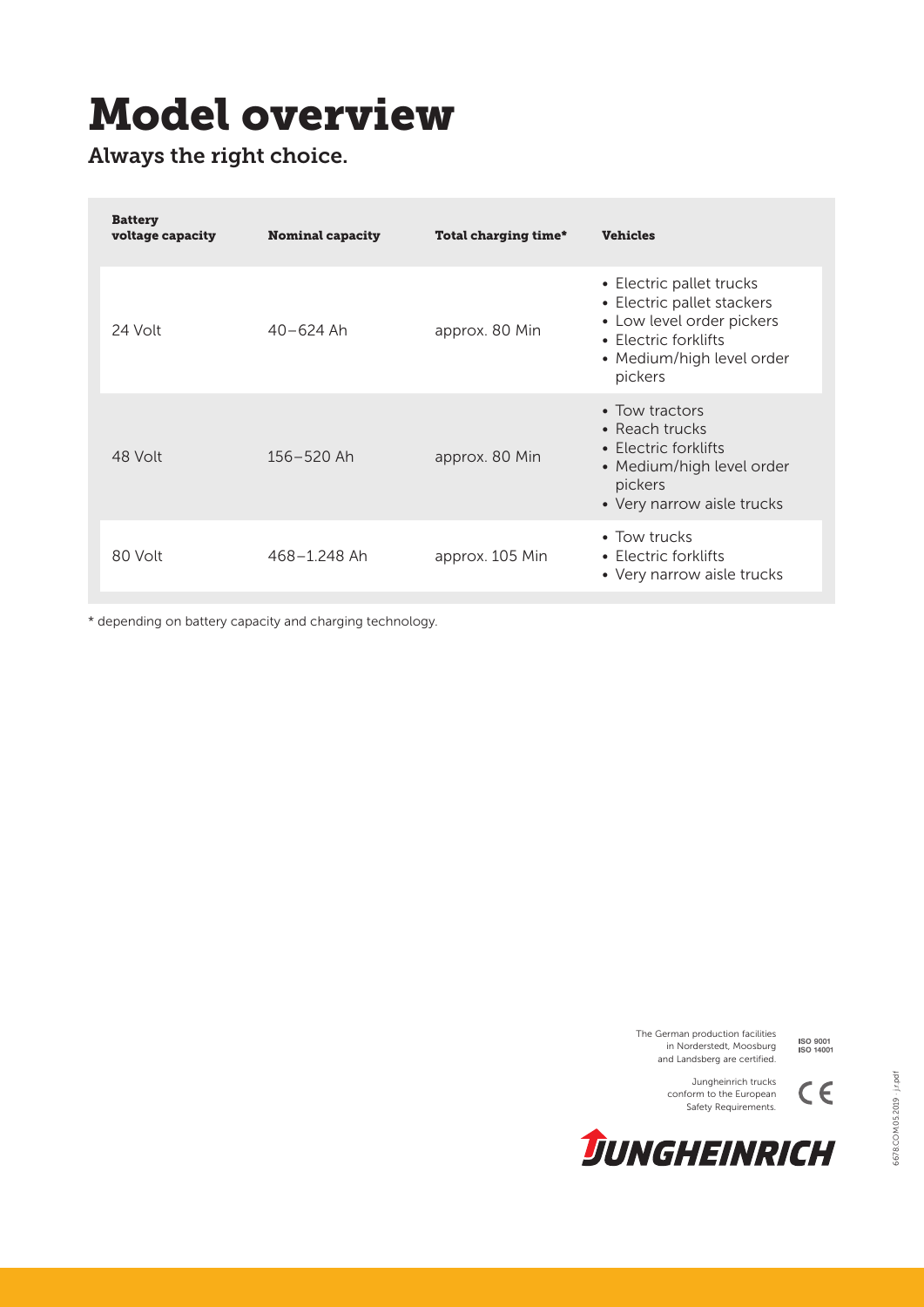# Model overview

## Always the right choice.

| Battery voltage capacity | Nominal capacity | Total charging time* | Vehicles |
|---|---|---|---|
| 24 Volt | 40–624 Ah | approx. 80 Min | • Electric pallet trucks<br>• Electric pallet stackers<br>• Low level order pickers<br>• Electric forklifts<br>• Medium/high level order pickers |
| 48 Volt | 156–520 Ah | approx. 80 Min | • Tow tractors<br>• Reach trucks<br>• Electric forklifts<br>• Medium/high level order pickers<br>• Very narrow aisle trucks |
| 80 Volt | 468–1.248 Ah | approx. 105 Min | • Tow trucks<br>• Electric forklifts<br>• Very narrow aisle trucks |

* depending on battery capacity and charging technology.

The German production facilities in Norderstedt, Moosburg and Landsberg are certified.

ISO 9001
ISO 14001

Jungheinrich trucks conform to the European Safety Requirements.

CE

JUNGHEINRICH

6678.COM.05.2019 · j.r.pdf